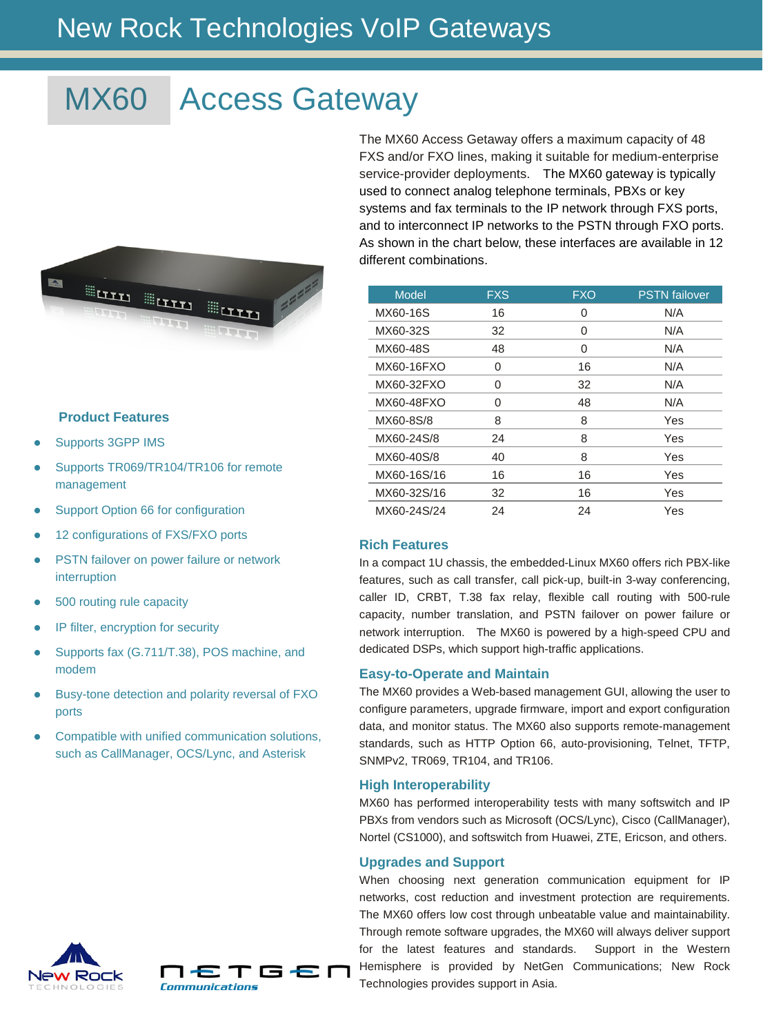# New Rock Technologies VoIP Gateways

## MX60 Access Gateway

The MX60 Access Getaway offers a maximum capacity of 48 FXS and/or FXO lines, making it suitable for medium-enterprise service-provider deployments. The MX60 gateway is typically used to connect analog telephone terminals, PBXs or key systems and fax terminals to the IP network through FXS ports, and to interconnect IP networks to the PSTN through FXO ports. As shown in the chart below, these interfaces are available in 12 different combinations.

| Model | FXS | FXO | PSTN failover |
|---|---|---|---|
| MX60-16S | 16 | 0 | N/A |
| MX60-32S | 32 | 0 | N/A |
| MX60-48S | 48 | 0 | N/A |
| MX60-16FXO | 0 | 16 | N/A |
| MX60-32FXO | 0 | 32 | N/A |
| MX60-48FXO | 0 | 48 | N/A |
| MX60-8S/8 | 8 | 8 | Yes |
| MX60-24S/8 | 24 | 8 | Yes |
| MX60-40S/8 | 40 | 8 | Yes |
| MX60-16S/16 | 16 | 16 | Yes |
| MX60-32S/16 | 32 | 16 | Yes |
| MX60-24S/24 | 24 | 24 | Yes |

### Product Features

- Supports 3GPP IMS
- Supports TR069/TR104/TR106 for remote management
- Support Option 66 for configuration
- 12 configurations of FXS/FXO ports
- PSTN failover on power failure or network interruption
- 500 routing rule capacity
- IP filter, encryption for security
- Supports fax (G.711/T.38), POS machine, and modem
- Busy-tone detection and polarity reversal of FXO ports
- Compatible with unified communication solutions, such as CallManager, OCS/Lync, and Asterisk

### Rich Features

In a compact 1U chassis, the embedded-Linux MX60 offers rich PBX-like features, such as call transfer, call pick-up, built-in 3-way conferencing, caller ID, CRBT, T.38 fax relay, flexible call routing with 500-rule capacity, number translation, and PSTN failover on power failure or network interruption. The MX60 is powered by a high-speed CPU and dedicated DSPs, which support high-traffic applications.

### Easy-to-Operate and Maintain

The MX60 provides a Web-based management GUI, allowing the user to configure parameters, upgrade firmware, import and export configuration data, and monitor status. The MX60 also supports remote-management standards, such as HTTP Option 66, auto-provisioning, Telnet, TFTP, SNMPv2, TR069, TR104, and TR106.

### High Interoperability

MX60 has performed interoperability tests with many softswitch and IP PBXs from vendors such as Microsoft (OCS/Lync), Cisco (CallManager), Nortel (CS1000), and softswitch from Huawei, ZTE, Ericson, and others.

### Upgrades and Support

When choosing next generation communication equipment for IP networks, cost reduction and investment protection are requirements. The MX60 offers low cost through unbeatable value and maintainability. Through remote software upgrades, the MX60 will always deliver support for the latest features and standards. Support in the Western Hemisphere is provided by NetGen Communications; New Rock Technologies provides support in Asia.

New Rock TECHNOLOGIES

NETGEN Communications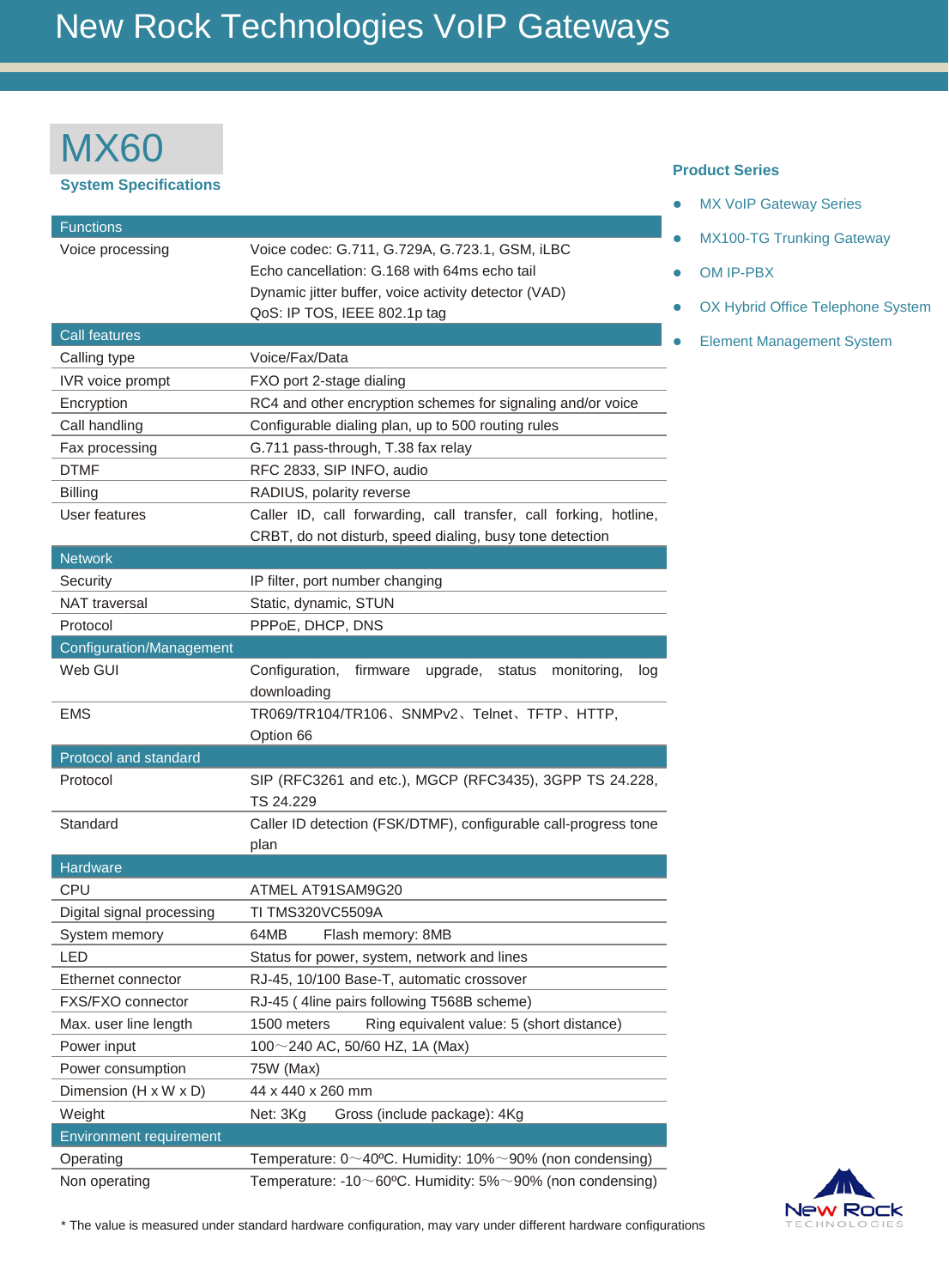# New Rock Technologies VoIP Gateways

## MX60

### System Specifications

| | |
|---|---|
| **Functions** | |
| Voice processing | Voice codec: G.711, G.729A, G.723.1, GSM, iLBC<br>Echo cancellation: G.168 with 64ms echo tail<br>Dynamic jitter buffer, voice activity detector (VAD)<br>QoS: IP TOS, IEEE 802.1p tag |
| **Call features** | |
| Calling type | Voice/Fax/Data |
| IVR voice prompt | FXO port 2-stage dialing |
| Encryption | RC4 and other encryption schemes for signaling and/or voice |
| Call handling | Configurable dialing plan, up to 500 routing rules |
| Fax processing | G.711 pass-through, T.38 fax relay |
| DTMF | RFC 2833, SIP INFO, audio |
| Billing | RADIUS, polarity reverse |
| User features | Caller ID, call forwarding, call transfer, call forking, hotline, CRBT, do not disturb, speed dialing, busy tone detection |
| **Network** | |
| Security | IP filter, port number changing |
| NAT traversal | Static, dynamic, STUN |
| Protocol | PPPoE, DHCP, DNS |
| **Configuration/Management** | |
| Web GUI | Configuration, firmware upgrade, status monitoring, log downloading |
| EMS | TR069/TR104/TR106、SNMPv2、Telnet、TFTP、HTTP, Option 66 |
| **Protocol and standard** | |
| Protocol | SIP (RFC3261 and etc.), MGCP (RFC3435), 3GPP TS 24.228, TS 24.229 |
| Standard | Caller ID detection (FSK/DTMF), configurable call-progress tone plan |
| **Hardware** | |
| CPU | ATMEL AT91SAM9G20 |
| Digital signal processing | TI TMS320VC5509A |
| System memory | 64MB Flash memory: 8MB |
| LED | Status for power, system, network and lines |
| Ethernet connector | RJ-45, 10/100 Base-T, automatic crossover |
| FXS/FXO connector | RJ-45 ( 4line pairs following T568B scheme) |
| Max. user line length | 1500 meters Ring equivalent value: 5 (short distance) |
| Power input | 100～240 AC, 50/60 HZ, 1A (Max) |
| Power consumption | 75W (Max) |
| Dimension (H x W x D) | 44 x 440 x 260 mm |
| Weight | Net: 3Kg Gross (include package): 4Kg |
| **Environment requirement** | |
| Operating | Temperature: 0～40ºC. Humidity: 10%～90% (non condensing) |
| Non operating | Temperature: -10～60ºC. Humidity: 5%～90% (non condensing) |

* The value is measured under standard hardware configuration, may vary under different hardware configurations

### Product Series

- MX VoIP Gateway Series
- MX100-TG Trunking Gateway
- OM IP-PBX
- OX Hybrid Office Telephone System
- Element Management System

New Rock TECHNOLOGIES